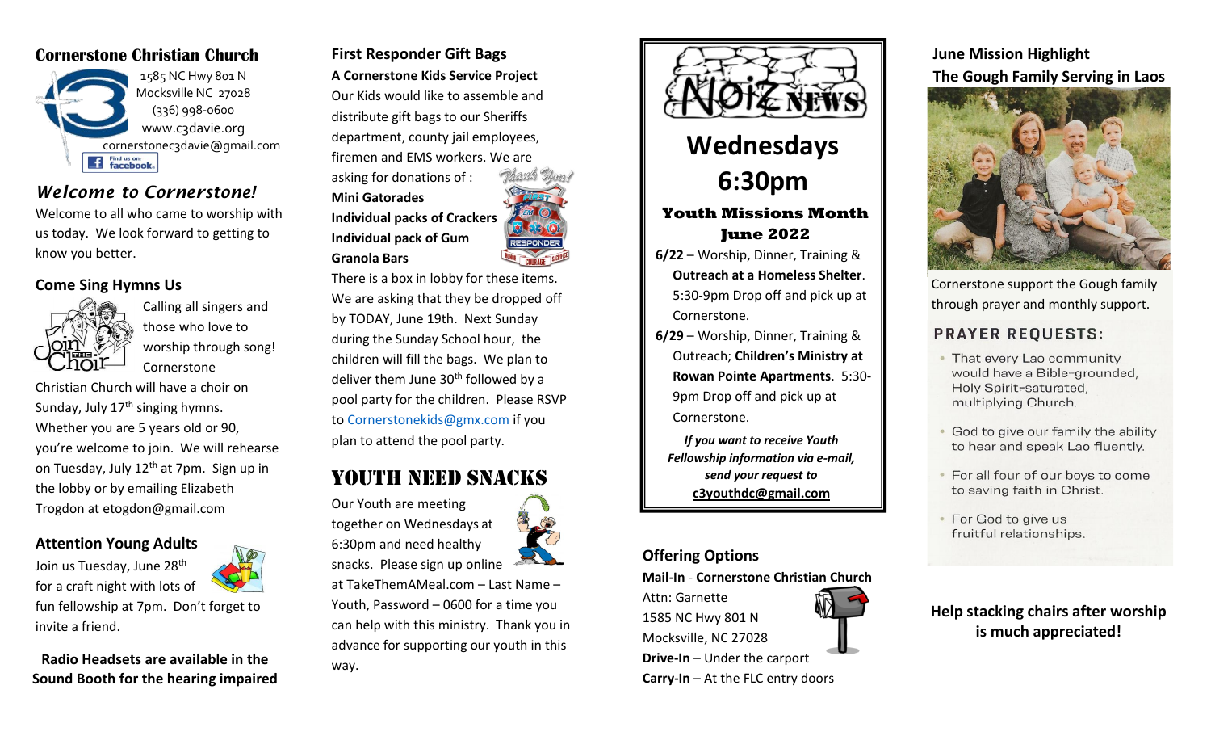## Cornerstone Christian Church

1585 NC Hwy 801 N
Mocksville NC 27028
(336) 998-0600
www.c3davie.org
cornerstonec3davie@gmail.com

Find us on facebook

## *Welcome to Cornerstone!*

Welcome to all who came to worship with us today. We look forward to getting to know you better.

### Come Sing Hymns Us

Calling all singers and those who love to worship through song! Cornerstone Christian Church will have a choir on Sunday, July 17th singing hymns. Whether you are 5 years old or 90, you're welcome to join. We will rehearse on Tuesday, July 12th at 7pm. Sign up in the lobby or by emailing Elizabeth Trogdon at etogdon@gmail.com

### Attention Young Adults

Join us Tuesday, June 28th for a craft night with lots of fun fellowship at 7pm. Don't forget to invite a friend.

**Radio Headsets are available in the Sound Booth for the hearing impaired**

### First Responder Gift Bags

**A Cornerstone Kids Service Project**

Our Kids would like to assemble and distribute gift bags to our Sheriffs department, county jail employees, firemen and EMS workers. We are asking for donations of :

**Mini Gatorades**
**Individual packs of Crackers**
**Individual pack of Gum**
**Granola Bars**

There is a box in lobby for these items. We are asking that they be dropped off by TODAY, June 19th. Next Sunday during the Sunday School hour, the children will fill the bags. We plan to deliver them June 30th followed by a pool party for the children. Please RSVP to Cornerstonekids@gmx.com if you plan to attend the pool party.

## YOUTH NEED SNACKS

Our Youth are meeting together on Wednesdays at 6:30pm and need healthy snacks. Please sign up online at TakeThemAMeal.com – Last Name – Youth, Password – 0600 for a time you can help with this ministry. Thank you in advance for supporting our youth in this way.

## NOIZ NEWS

# Wednesdays 6:30pm

### Youth Missions Month June 2022

**6/22** – Worship, Dinner, Training & **Outreach at a Homeless Shelter**. 5:30-9pm Drop off and pick up at Cornerstone.

**6/29** – Worship, Dinner, Training & Outreach; **Children's Ministry at Rowan Pointe Apartments**. 5:30-9pm Drop off and pick up at Cornerstone.

***If you want to receive Youth Fellowship information via e-mail, send your request to***
**c3youthdc@gmail.com**

### Offering Options

**Mail-In** - **Cornerstone Christian Church**
Attn: Garnette
1585 NC Hwy 801 N
Mocksville, NC 27028

**Drive-In** – Under the carport
**Carry-In** – At the FLC entry doors

### June Mission Highlight
### The Gough Family Serving in Laos

Cornerstone support the Gough family through prayer and monthly support.

### PRAYER REQUESTS:

- That every Lao community would have a Bible-grounded, Holy Spirit-saturated, multiplying Church.
- God to give our family the ability to hear and speak Lao fluently.
- For all four of our boys to come to saving faith in Christ.
- For God to give us fruitful relationships.

**Help stacking chairs after worship is much appreciated!**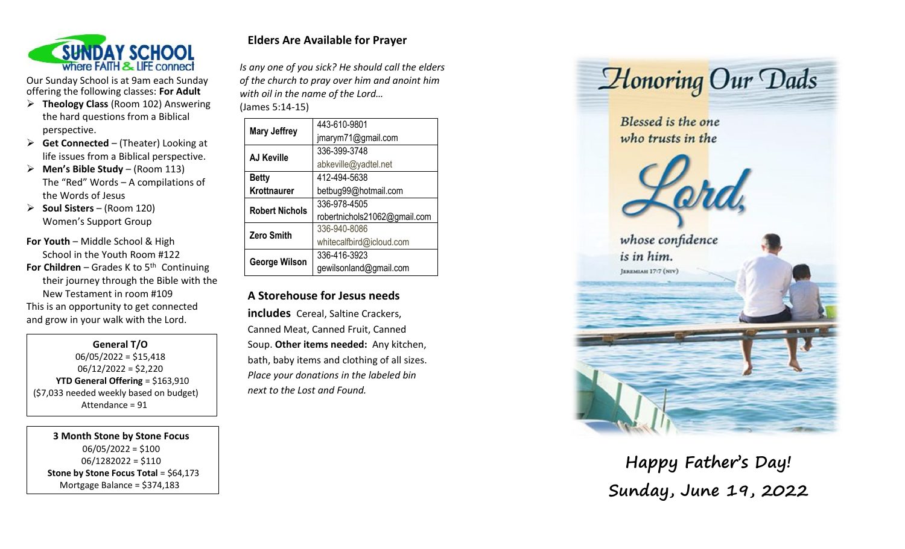# SUNDAY SCHOOL
where FAITH & LIFE connect

Our Sunday School is at 9am each Sunday offering the following classes: **For Adult**

- **Theology Class** (Room 102) Answering the hard questions from a Biblical perspective.
- **Get Connected** – (Theater) Looking at life issues from a Biblical perspective.
- **Men's Bible Study** – (Room 113) The "Red" Words – A compilations of the Words of Jesus
- **Soul Sisters** – (Room 120) Women's Support Group

**For Youth** – Middle School & High School in the Youth Room #122

**For Children** – Grades K to 5th Continuing their journey through the Bible with the New Testament in room #109

This is an opportunity to get connected and grow in your walk with the Lord.

**General T/O**
06/05/2022 = $15,418
06/12/2022 = $2,220
**YTD General Offering** = $163,910
($7,033 needed weekly based on budget)
Attendance = 91

**3 Month Stone by Stone Focus**
06/05/2022 = $100
06/1282022 = $110
**Stone by Stone Focus Total** = $64,173
Mortgage Balance = $374,183

## Elders Are Available for Prayer

*Is any one of you sick? He should call the elders of the church to pray over him and anoint him with oil in the name of the Lord…*
(James 5:14-15)

| | |
|---|---|
| **Mary Jeffrey** | 443-610-9801<br>jmarym71@gmail.com |
| **AJ Keville** | 336-399-3748<br>abkeville@yadtel.net |
| **Betty Krottnaurer** | 412-494-5638<br>betbug99@hotmail.com |
| **Robert Nichols** | 336-978-4505<br>robertnichols21062@gmail.com |
| **Zero Smith** | 336-940-8086<br>whitecalfbird@icloud.com |
| **George Wilson** | 336-416-3923<br>gewilsonland@gmail.com |

## A Storehouse for Jesus needs

**includes** Cereal, Saltine Crackers, Canned Meat, Canned Fruit, Canned Soup. **Other items needed:** Any kitchen, bath, baby items and clothing of all sizes. *Place your donations in the labeled bin next to the Lost and Found.*

# Honoring Our Dads

*Blessed is the one who trusts in the Lord, whose confidence is in him.*
Jeremiah 17:7 (NIV)

## Happy Father's Day!
## Sunday, June 19, 2022